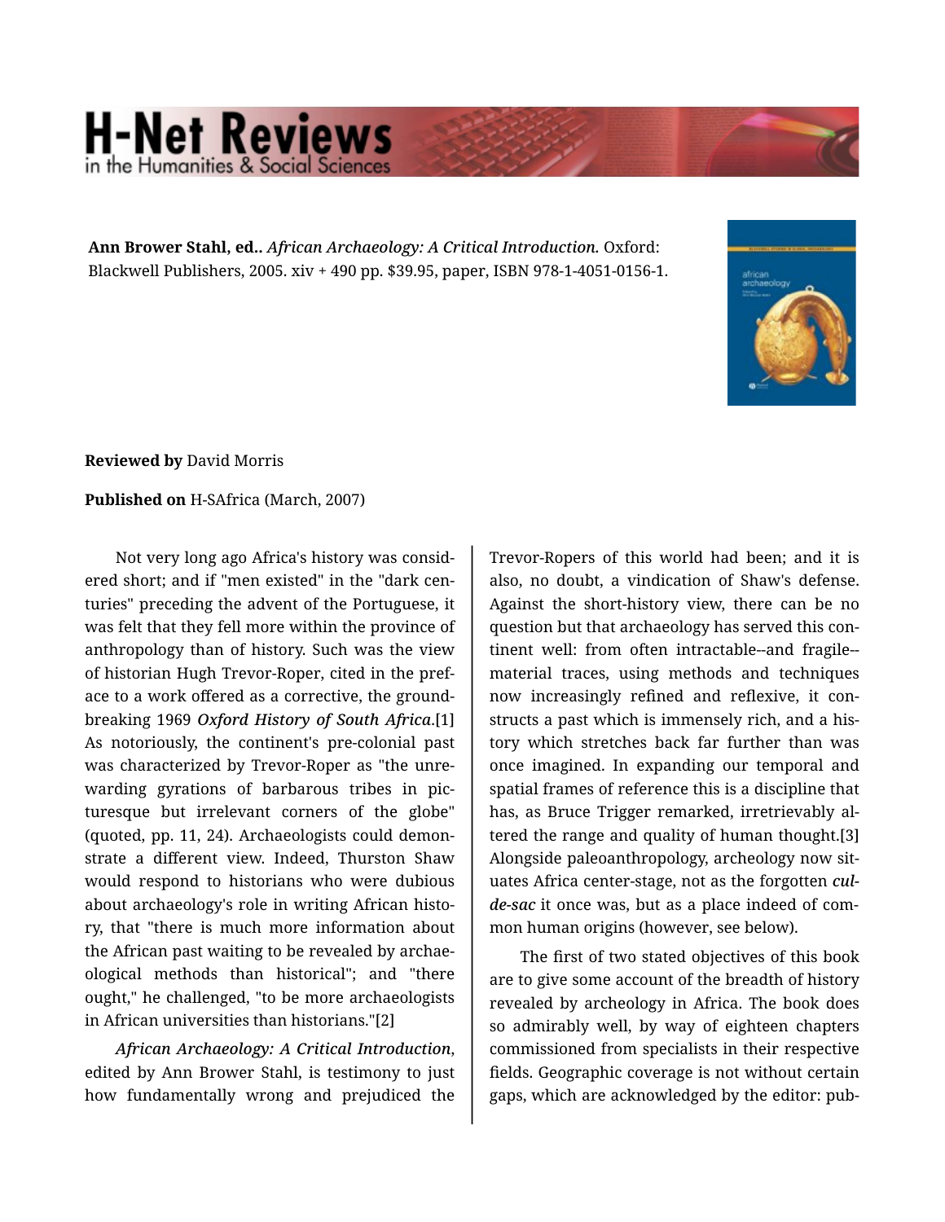**Ann Brower Stahl, ed..** *African Archaeology: A Critical Introduction.* Oxford: Blackwell Publishers, 2005. xiv + 490 pp. $39.95, paper, ISBN 978-1-4051-0156-1.

**Reviewed by** David Morris

**Published on** H-SAfrica (March, 2007)

Not very long ago Africa's history was considered short; and if "men existed" in the "dark centuries" preceding the advent of the Portuguese, it was felt that they fell more within the province of anthropology than of history. Such was the view of historian Hugh Trevor-Roper, cited in the preface to a work offered as a corrective, the groundbreaking 1969 *Oxford History of South Africa*.[1] As notoriously, the continent's pre-colonial past was characterized by Trevor-Roper as "the unrewarding gyrations of barbarous tribes in picturesque but irrelevant corners of the globe" (quoted, pp. 11, 24). Archaeologists could demonstrate a different view. Indeed, Thurston Shaw would respond to historians who were dubious about archaeology's role in writing African history, that "there is much more information about the African past waiting to be revealed by archaeological methods than historical"; and "there ought," he challenged, "to be more archaeologists in African universities than historians."[2]

*African Archaeology: A Critical Introduction*, edited by Ann Brower Stahl, is testimony to just how fundamentally wrong and prejudiced the Trevor-Ropers of this world had been; and it is also, no doubt, a vindication of Shaw's defense. Against the short-history view, there can be no question but that archaeology has served this continent well: from often intractable--and fragile--material traces, using methods and techniques now increasingly refined and reflexive, it constructs a past which is immensely rich, and a history which stretches back far further than was once imagined. In expanding our temporal and spatial frames of reference this is a discipline that has, as Bruce Trigger remarked, irretrievably altered the range and quality of human thought.[3] Alongside paleoanthropology, archeology now situates Africa center-stage, not as the forgotten *cul-de-sac* it once was, but as a place indeed of common human origins (however, see below).

The first of two stated objectives of this book are to give some account of the breadth of history revealed by archeology in Africa. The book does so admirably well, by way of eighteen chapters commissioned from specialists in their respective fields. Geographic coverage is not without certain gaps, which are acknowledged by the editor: pub-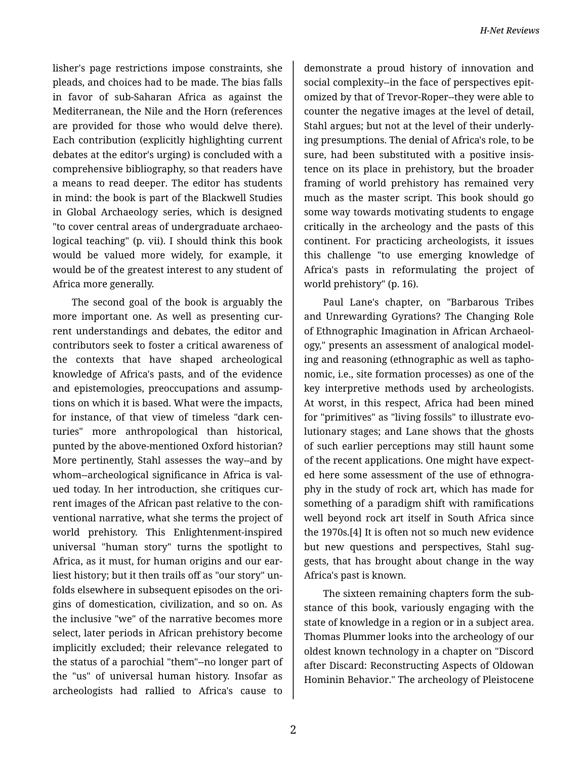lisher's page restrictions impose constraints, she pleads, and choices had to be made. The bias falls in favor of sub-Saharan Africa as against the Mediterranean, the Nile and the Horn (references are provided for those who would delve there). Each contribution (explicitly highlighting current debates at the editor's urging) is concluded with a comprehensive bibliography, so that readers have a means to read deeper. The editor has students in mind: the book is part of the Blackwell Studies in Global Archaeology series, which is designed "to cover central areas of undergraduate archaeological teaching" (p. vii). I should think this book would be valued more widely, for example, it would be of the greatest interest to any student of Africa more generally.

The second goal of the book is arguably the more important one. As well as presenting current understandings and debates, the editor and contributors seek to foster a critical awareness of the contexts that have shaped archeological knowledge of Africa's pasts, and of the evidence and epistemologies, preoccupations and assumptions on which it is based. What were the impacts, for instance, of that view of timeless "dark centuries" more anthropological than historical, punted by the above-mentioned Oxford historian? More pertinently, Stahl assesses the way--and by whom--archeological significance in Africa is valued today. In her introduction, she critiques current images of the African past relative to the conventional narrative, what she terms the project of world prehistory. This Enlightenment-inspired universal "human story" turns the spotlight to Africa, as it must, for human origins and our earliest history; but it then trails off as "our story" unfolds elsewhere in subsequent episodes on the origins of domestication, civilization, and so on. As the inclusive "we" of the narrative becomes more select, later periods in African prehistory become implicitly excluded; their relevance relegated to the status of a parochial "them"--no longer part of the "us" of universal human history. Insofar as archeologists had rallied to Africa's cause to demonstrate a proud history of innovation and social complexity--in the face of perspectives epitomized by that of Trevor-Roper--they were able to counter the negative images at the level of detail, Stahl argues; but not at the level of their underlying presumptions. The denial of Africa's role, to be sure, had been substituted with a positive insistence on its place in prehistory, but the broader framing of world prehistory has remained very much as the master script. This book should go some way towards motivating students to engage critically in the archeology and the pasts of this continent. For practicing archeologists, it issues this challenge "to use emerging knowledge of Africa's pasts in reformulating the project of world prehistory" (p. 16).

Paul Lane's chapter, on "Barbarous Tribes and Unrewarding Gyrations? The Changing Role of Ethnographic Imagination in African Archaeology," presents an assessment of analogical modeling and reasoning (ethnographic as well as taphonomic, i.e., site formation processes) as one of the key interpretive methods used by archeologists. At worst, in this respect, Africa had been mined for "primitives" as "living fossils" to illustrate evolutionary stages; and Lane shows that the ghosts of such earlier perceptions may still haunt some of the recent applications. One might have expected here some assessment of the use of ethnography in the study of rock art, which has made for something of a paradigm shift with ramifications well beyond rock art itself in South Africa since the 1970s.[4] It is often not so much new evidence but new questions and perspectives, Stahl suggests, that has brought about change in the way Africa's past is known.

The sixteen remaining chapters form the substance of this book, variously engaging with the state of knowledge in a region or in a subject area. Thomas Plummer looks into the archeology of our oldest known technology in a chapter on "Discord after Discard: Reconstructing Aspects of Oldowan Hominin Behavior." The archeology of Pleistocene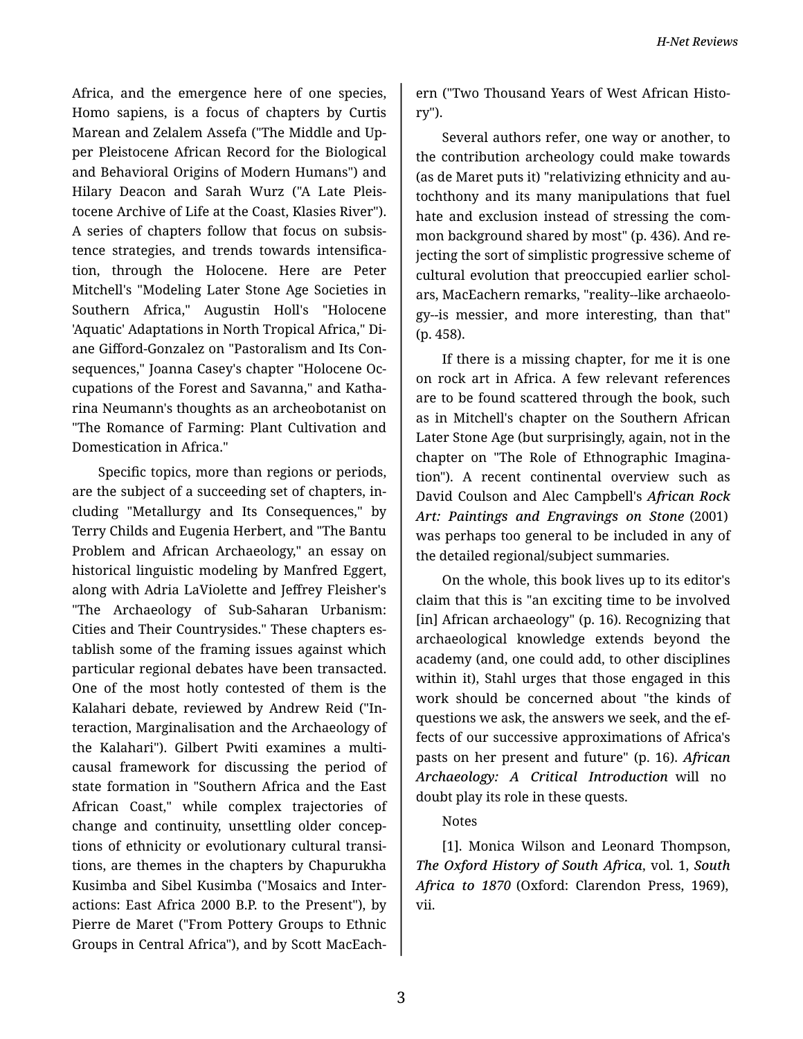Africa, and the emergence here of one species, Homo sapiens, is a focus of chapters by Curtis Marean and Zelalem Assefa ("The Middle and Upper Pleistocene African Record for the Biological and Behavioral Origins of Modern Humans") and Hilary Deacon and Sarah Wurz ("A Late Pleistocene Archive of Life at the Coast, Klasies River"). A series of chapters follow that focus on subsistence strategies, and trends towards intensification, through the Holocene. Here are Peter Mitchell's "Modeling Later Stone Age Societies in Southern Africa," Augustin Holl's "Holocene 'Aquatic' Adaptations in North Tropical Africa," Diane Gifford-Gonzalez on "Pastoralism and Its Consequences," Joanna Casey's chapter "Holocene Occupations of the Forest and Savanna," and Katharina Neumann's thoughts as an archeobotanist on "The Romance of Farming: Plant Cultivation and Domestication in Africa."

Specific topics, more than regions or periods, are the subject of a succeeding set of chapters, including "Metallurgy and Its Consequences," by Terry Childs and Eugenia Herbert, and "The Bantu Problem and African Archaeology," an essay on historical linguistic modeling by Manfred Eggert, along with Adria LaViolette and Jeffrey Fleisher's "The Archaeology of Sub-Saharan Urbanism: Cities and Their Countrysides." These chapters establish some of the framing issues against which particular regional debates have been transacted. One of the most hotly contested of them is the Kalahari debate, reviewed by Andrew Reid ("Interaction, Marginalisation and the Archaeology of the Kalahari"). Gilbert Pwiti examines a multicausal framework for discussing the period of state formation in "Southern Africa and the East African Coast," while complex trajectories of change and continuity, unsettling older conceptions of ethnicity or evolutionary cultural transitions, are themes in the chapters by Chapurukha Kusimba and Sibel Kusimba ("Mosaics and Interactions: East Africa 2000 B.P. to the Present"), by Pierre de Maret ("From Pottery Groups to Ethnic Groups in Central Africa"), and by Scott MacEachern ("Two Thousand Years of West African History").

Several authors refer, one way or another, to the contribution archeology could make towards (as de Maret puts it) "relativizing ethnicity and autochthony and its many manipulations that fuel hate and exclusion instead of stressing the common background shared by most" (p. 436). And rejecting the sort of simplistic progressive scheme of cultural evolution that preoccupied earlier scholars, MacEachern remarks, "reality--like archaeology--is messier, and more interesting, than that" (p. 458).

If there is a missing chapter, for me it is one on rock art in Africa. A few relevant references are to be found scattered through the book, such as in Mitchell's chapter on the Southern African Later Stone Age (but surprisingly, again, not in the chapter on "The Role of Ethnographic Imagination"). A recent continental overview such as David Coulson and Alec Campbell's ***African Rock Art: Paintings and Engravings on Stone*** (2001) was perhaps too general to be included in any of the detailed regional/subject summaries.

On the whole, this book lives up to its editor's claim that this is "an exciting time to be involved [in] African archaeology" (p. 16). Recognizing that archaeological knowledge extends beyond the academy (and, one could add, to other disciplines within it), Stahl urges that those engaged in this work should be concerned about "the kinds of questions we ask, the answers we seek, and the effects of our successive approximations of Africa's pasts on her present and future" (p. 16). ***African Archaeology: A Critical Introduction*** will no doubt play its role in these quests.

Notes

[1]. Monica Wilson and Leonard Thompson, ***The Oxford History of South Africa***, vol. 1, ***South Africa to 1870*** (Oxford: Clarendon Press, 1969), vii.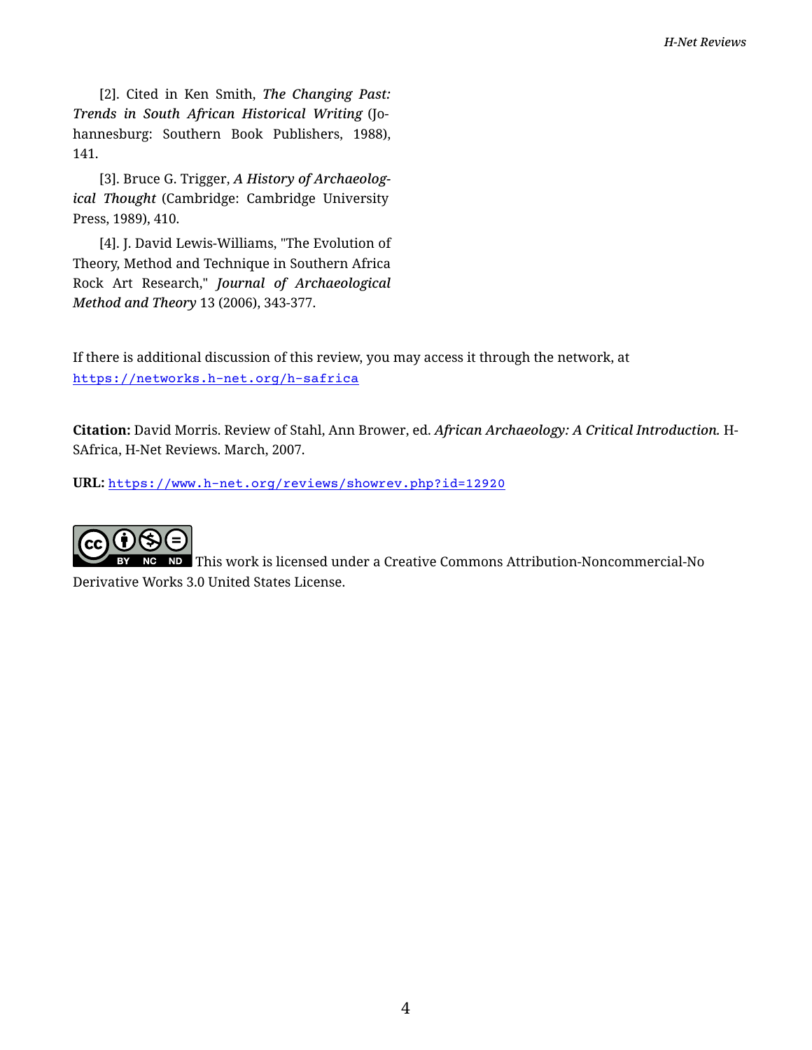[2]. Cited in Ken Smith, *The Changing Past: Trends in South African Historical Writing* (Johannesburg: Southern Book Publishers, 1988), 141.

[3]. Bruce G. Trigger, *A History of Archaeological Thought* (Cambridge: Cambridge University Press, 1989), 410.

[4]. J. David Lewis-Williams, "The Evolution of Theory, Method and Technique in Southern Africa Rock Art Research," *Journal of Archaeological Method and Theory* 13 (2006), 343-377.

If there is additional discussion of this review, you may access it through the network, at https://networks.h-net.org/h-safrica

**Citation:** David Morris. Review of Stahl, Ann Brower, ed. *African Archaeology: A Critical Introduction.* H-SAfrica, H-Net Reviews. March, 2007.

**URL:** https://www.h-net.org/reviews/showrev.php?id=12920

This work is licensed under a Creative Commons Attribution-Noncommercial-No Derivative Works 3.0 United States License.